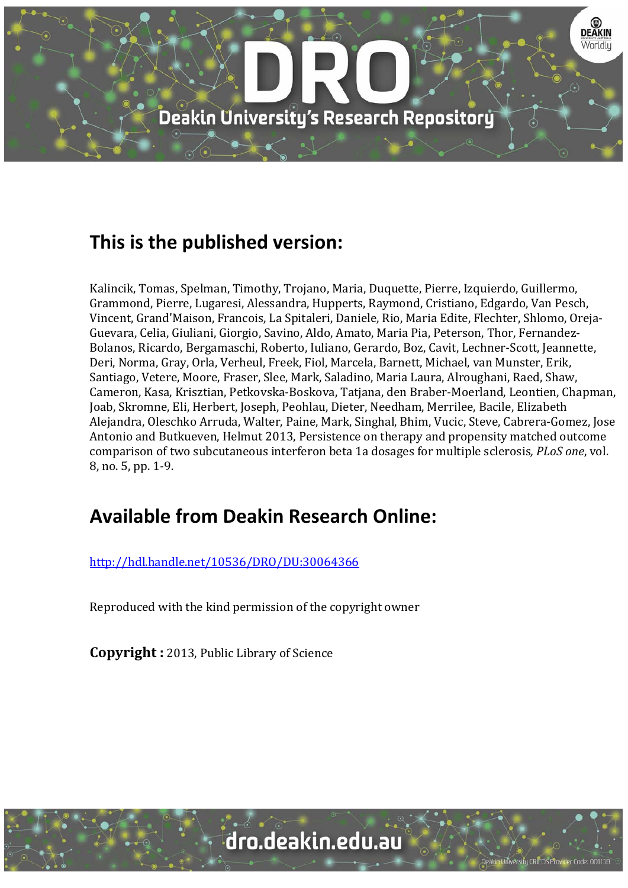## This is the published version:

Kalincik, Tomas, Spelman, Timothy, Trojano, Maria, Duquette, Pierre, Izquierdo, Guillermo, Grammond, Pierre, Lugaresi, Alessandra, Hupperts, Raymond, Cristiano, Edgardo, Van Pesch, Vincent, Grand'Maison, Francois, La Spitaleri, Daniele, Rio, Maria Edite, Flechter, Shlomo, Oreja-Guevara, Celia, Giuliani, Giorgio, Savino, Aldo, Amato, Maria Pia, Peterson, Thor, Fernandez-Bolanos, Ricardo, Bergamaschi, Roberto, Iuliano, Gerardo, Boz, Cavit, Lechner-Scott, Jeannette, Deri, Norma, Gray, Orla, Verheul, Freek, Fiol, Marcela, Barnett, Michael, van Munster, Erik, Santiago, Vetere, Moore, Fraser, Slee, Mark, Saladino, Maria Laura, Alroughani, Raed, Shaw, Cameron, Kasa, Krisztian, Petkovska-Boskova, Tatjana, den Braber-Moerland, Leontien, Chapman, Joab, Skromne, Eli, Herbert, Joseph, Peohlau, Dieter, Needham, Merrilee, Bacile, Elizabeth Alejandra, Oleschko Arruda, Walter, Paine, Mark, Singhal, Bhim, Vucic, Steve, Cabrera-Gomez, Jose Antonio and Butkueven, Helmut 2013, Persistence on therapy and propensity matched outcome comparison of two subcutaneous interferon beta 1a dosages for multiple sclerosis, *PLoS one*, vol. 8, no. 5, pp. 1-9.

## Available from Deakin Research Online:

http://hdl.handle.net/10536/DRO/DU:30064366

Reproduced with the kind permission of the copyright owner

**Copyright :** 2013, Public Library of Science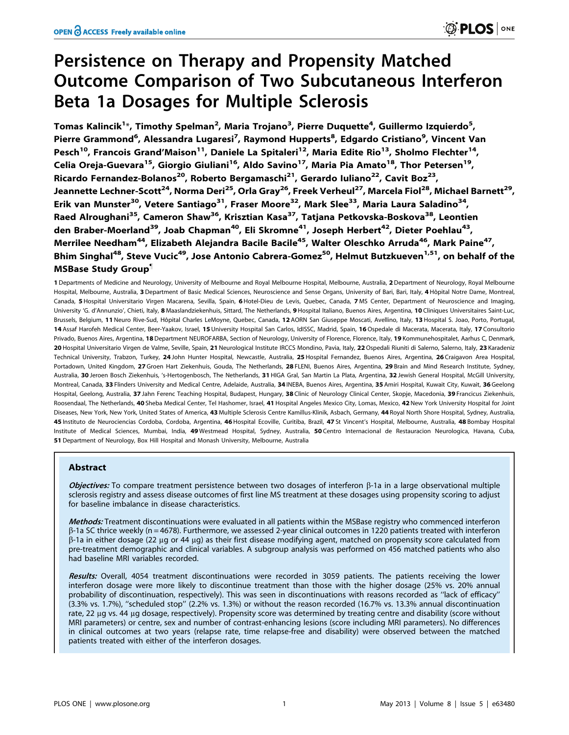# Persistence on Therapy and Propensity Matched Outcome Comparison of Two Subcutaneous Interferon Beta 1a Dosages for Multiple Sclerosis

**Tomas Kalincik[1]*, Timothy Spelman[2], Maria Trojano[3], Pierre Duquette[4], Guillermo Izquierdo[5], Pierre Grammond[6], Alessandra Lugaresi[7], Raymond Hupperts[8], Edgardo Cristiano[9], Vincent Van Pesch[10], Francois Grand'Maison[11], Daniele La Spitaleri[12], Maria Edite Rio[13], Sholmo Flechter[14], Celia Oreja-Guevara[15], Giorgio Giuliani[16], Aldo Savino[17], Maria Pia Amato[18], Thor Petersen[19], Ricardo Fernandez-Bolanos[20], Roberto Bergamaschi[21], Gerardo Iuliano[22], Cavit Boz[23], Jeannette Lechner-Scott[24], Norma Deri[25], Orla Gray[26], Freek Verheul[27], Marcela Fiol[28], Michael Barnett[29], Erik van Munster[30], Vetere Santiago[31], Fraser Moore[32], Mark Slee[33], Maria Laura Saladino[34], Raed Alroughani[35], Cameron Shaw[36], Krisztian Kasa[37], Tatjana Petkovska-Boskova[38], Leontien den Braber-Moerland[39], Joab Chapman[40], Eli Skromne[41], Joseph Herbert[42], Dieter Poehlau[43], Merrilee Needham[44], Elizabeth Alejandra Bacile Bacile[45], Walter Oleschko Arruda[46], Mark Paine[47], Bhim Singhal[48], Steve Vucic[49], Jose Antonio Cabrera-Gomez[50], Helmut Butzkueven[1,51], on behalf of the MSBase Study Group[¶]**

**1** Departments of Medicine and Neurology, University of Melbourne and Royal Melbourne Hospital, Melbourne, Australia, **2** Department of Neurology, Royal Melbourne Hospital, Melbourne, Australia, **3** Department of Basic Medical Sciences, Neuroscience and Sense Organs, University of Bari, Bari, Italy, **4** Hôpital Notre Dame, Montreal, Canada, **5** Hospital Universitario Virgen Macarena, Sevilla, Spain, **6** Hotel-Dieu de Levis, Quebec, Canada, **7** MS Center, Department of Neuroscience and Imaging, University 'G. d'Annunzio', Chieti, Italy, **8** Maaslandziekenhuis, Sittard, The Netherlands, **9** Hospital Italiano, Buenos Aires, Argentina, **10** Cliniques Universitaires Saint-Luc, Brussels, Belgium, **11** Neuro Rive-Sud, Hôpital Charles LeMoyne, Quebec, Canada, **12** AORN San Giuseppe Moscati, Avellino, Italy, **13** Hospital S. Joao, Porto, Portugal, **14** Assaf Harofeh Medical Center, Beer-Yaakov, Israel, **15** University Hospital San Carlos, IdISSC, Madrid, Spain, **16** Ospedale di Macerata, Macerata, Italy, **17** Consultorio Privado, Buenos Aires, Argentina, **18** Department NEUROFARBA, Section of Neurology, University of Florence, Florence, Italy, **19** Kommunehospitalet, Aarhus C, Denmark, **20** Hospital Universitario Virgen de Valme, Seville, Spain, **21** Neurological Institute IRCCS Mondino, Pavia, Italy, **22** Ospedali Riuniti di Salerno, Salerno, Italy, **23** Karadeniz Technical University, Trabzon, Turkey, **24** John Hunter Hospital, Newcastle, Australia, **25** Hospital Fernandez, Buenos Aires, Argentina, **26** Craigavon Area Hospital, Portadown, United Kingdom, **27** Groen Hart Ziekenhuis, Gouda, The Netherlands, **28** FLENI, Buenos Aires, Argentina, **29** Brain and Mind Research Institute, Sydney, Australia, **30** Jeroen Bosch Ziekenhuis, 's-Hertogenbosch, The Netherlands, **31** HIGA Gral, San Martin La Plata, Argentina, **32** Jewish General Hospital, McGill University, Montreal, Canada, **33** Flinders University and Medical Centre, Adelaide, Australia, **34** INEBA, Buenos Aires, Argentina, **35** Amiri Hospital, Kuwait City, Kuwait, **36** Geelong Hospital, Geelong, Australia, **37** Jahn Ferenc Teaching Hospital, Budapest, Hungary, **38** Clinic of Neurology Clinical Center, Skopje, Macedonia, **39** Francicus Ziekenhuis, Roosendaal, The Netherlands, **40** Sheba Medical Center, Tel Hashomer, Israel, **41** Hospital Angeles Mexico City, Lomas, Mexico, **42** New York University Hospital for Joint Diseases, New York, New York, United States of America, **43** Multiple Sclerosis Centre Kamillus-Klinik, Asbach, Germany, **44** Royal North Shore Hospital, Sydney, Australia, **45** Instituto de Neurociencias Cordoba, Cordoba, Argentina, **46** Hospital Ecoville, Curitiba, Brazil, **47** St Vincent's Hospital, Melbourne, Australia, **48** Bombay Hospital Institute of Medical Sciences, Mumbai, India, **49** Westmead Hospital, Sydney, Australia, **50** Centro Internacional de Restauracion Neurologica, Havana, Cuba, **51** Department of Neurology, Box Hill Hospital and Monash University, Melbourne, Australia

## Abstract

***Objectives:*** To compare treatment persistence between two dosages of interferon β-1a in a large observational multiple sclerosis registry and assess disease outcomes of first line MS treatment at these dosages using propensity scoring to adjust for baseline imbalance in disease characteristics.

***Methods:*** Treatment discontinuations were evaluated in all patients within the MSBase registry who commenced interferon β-1a SC thrice weekly (n = 4678). Furthermore, we assessed 2-year clinical outcomes in 1220 patients treated with interferon β-1a in either dosage (22 µg or 44 µg) as their first disease modifying agent, matched on propensity score calculated from pre-treatment demographic and clinical variables. A subgroup analysis was performed on 456 matched patients who also had baseline MRI variables recorded.

***Results:*** Overall, 4054 treatment discontinuations were recorded in 3059 patients. The patients receiving the lower interferon dosage were more likely to discontinue treatment than those with the higher dosage (25% vs. 20% annual probability of discontinuation, respectively). This was seen in discontinuations with reasons recorded as "lack of efficacy" (3.3% vs. 1.7%), "scheduled stop" (2.2% vs. 1.3%) or without the reason recorded (16.7% vs. 13.3% annual discontinuation rate, 22 µg vs. 44 µg dosage, respectively). Propensity score was determined by treating centre and disability (score without MRI parameters) or centre, sex and number of contrast-enhancing lesions (score including MRI parameters). No differences in clinical outcomes at two years (relapse rate, time relapse-free and disability) were observed between the matched patients treated with either of the interferon dosages.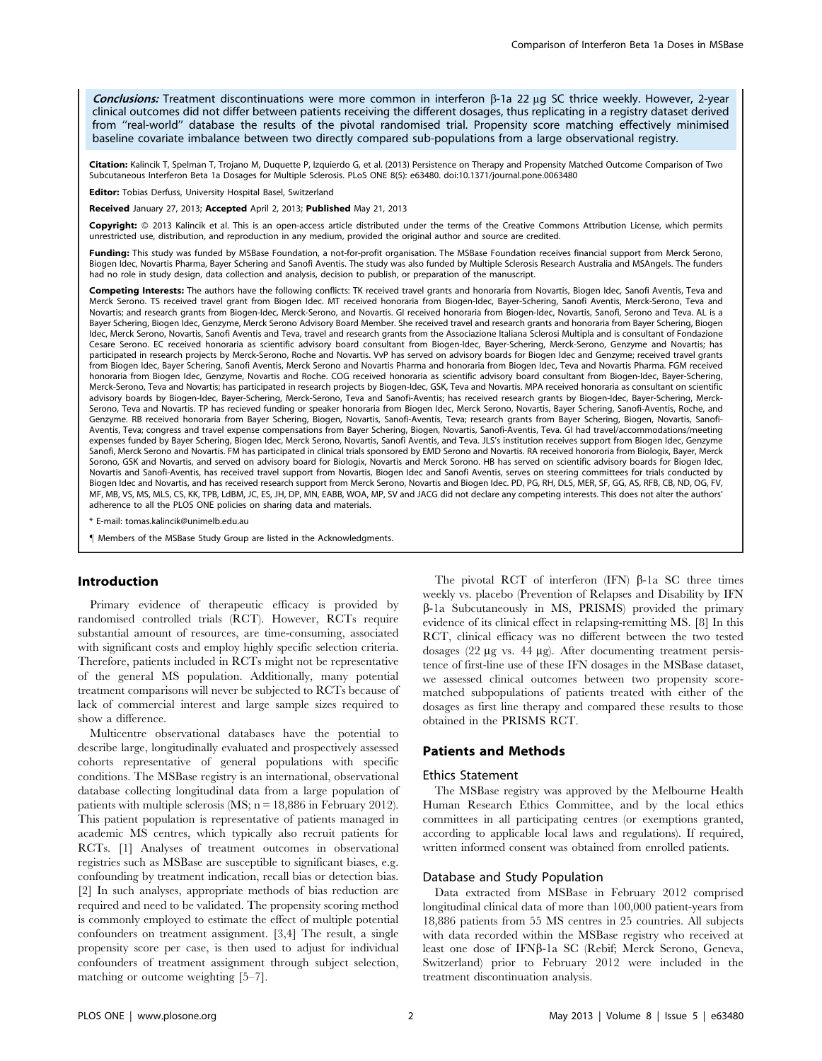***Conclusions:*** Treatment discontinuations were more common in interferon β-1a 22 μg SC thrice weekly. However, 2-year clinical outcomes did not differ between patients receiving the different dosages, thus replicating in a registry dataset derived from ''real-world'' database the results of the pivotal randomised trial. Propensity score matching effectively minimised baseline covariate imbalance between two directly compared sub-populations from a large observational registry.

**Citation:** Kalincik T, Spelman T, Trojano M, Duquette P, Izquierdo G, et al. (2013) Persistence on Therapy and Propensity Matched Outcome Comparison of Two Subcutaneous Interferon Beta 1a Dosages for Multiple Sclerosis. PLoS ONE 8(5): e63480. doi:10.1371/journal.pone.0063480

**Editor:** Tobias Derfuss, University Hospital Basel, Switzerland

**Received** January 27, 2013; **Accepted** April 2, 2013; **Published** May 21, 2013

**Copyright:** © 2013 Kalincik et al. This is an open-access article distributed under the terms of the Creative Commons Attribution License, which permits unrestricted use, distribution, and reproduction in any medium, provided the original author and source are credited.

**Funding:** This study was funded by MSBase Foundation, a not-for-profit organisation. The MSBase Foundation receives financial support from Merck Serono, Biogen Idec, Novartis Pharma, Bayer Schering and Sanofi Aventis. The study was also funded by Multiple Sclerosis Research Australia and MSAngels. The funders had no role in study design, data collection and analysis, decision to publish, or preparation of the manuscript.

**Competing Interests:** The authors have the following conflicts: TK received travel grants and honoraria from Novartis, Biogen Idec, Sanofi Aventis, Teva and Merck Serono. TS received travel grant from Biogen Idec. MT received honoraria from Biogen-Idec, Bayer-Schering, Sanofi Aventis, Merck-Serono, Teva and Novartis; and research grants from Biogen-Idec, Merck-Serono, and Novartis. GI received honoraria from Biogen-Idec, Novartis, Sanofi, Serono and Teva. AL is a Bayer Schering, Biogen Idec, Genzyme, Merck Serono Advisory Board Member. She received travel and research grants and honoraria from Bayer Schering, Biogen Idec, Merck Serono, Novartis, Sanofi Aventis and Teva, travel and research grants from the Associazione Italiana Sclerosi Multipla and is consultant of Fondazione Cesare Serono. EC received honoraria as scientific advisory board consultant from Biogen-Idec, Bayer-Schering, Merck-Serono, Genzyme and Novartis; has participated in research projects by Merck-Serono, Roche and Novartis. VvP has served on advisory boards for Biogen Idec and Genzyme; received travel grants from Biogen Idec, Bayer Schering, Sanofi Aventis, Merck Serono and Novartis Pharma and honoraria from Biogen Idec, Teva and Novartis Pharma. FGM received honoraria from Biogen Idec, Genzyme, Novartis and Roche. COG received honoraria as scientific advisory board consultant from Biogen-Idec, Bayer-Schering, Merck-Serono, Teva and Novartis; has participated in research projects by Biogen-Idec, GSK, Teva and Novartis. MPA received honoraria as consultant on scientific advisory boards by Biogen-Idec, Bayer-Schering, Merck-Serono, Teva and Sanofi-Aventis; has received research grants by Biogen-Idec, Bayer-Schering, Merck-Serono, Teva and Novartis. TP has recieved funding or speaker honoraria from Biogen Idec, Merck Serono, Novartis, Bayer Schering, Sanofi-Aventis, Roche, and Genzyme. RB received honoraria from Bayer Schering, Biogen, Novartis, Sanofi-Aventis, Teva; research grants from Bayer Schering, Biogen, Novartis, Sanofi-Aventis, Teva; congress and travel expense compensations from Bayer Schering, Biogen, Novartis, Sanofi-Aventis, Teva. GI had travel/accommodations/meeting expenses funded by Bayer Schering, Biogen Idec, Merck Serono, Novartis, Sanofi Aventis, and Teva. JLS's institution receives support from Biogen Idec, Genzyme Sanofi, Merck Serono and Novartis. FM has participated in clinical trials sponsored by EMD Serono and Novartis. RA received honororia from Biologix, Bayer, Merck Sorono, GSK and Novartis, and served on advisory board for Biologix, Novartis and Merck Sorono. HB has served on scientific advisory boards for Biogen Idec, Novartis and Sanofi-Aventis, has received travel support from Novartis, Biogen Idec and Sanofi Aventis, serves on steering committees for trials conducted by Biogen Idec and Novartis, and has received research support from Merck Serono, Novartis and Biogen Idec. PD, PG, RH, DLS, MER, SF, GG, AS, RFB, CB, ND, OG, FV, MF, MB, VS, MS, MLS, CS, KK, TPB, LdBM, JC, ES, JH, DP, MN, EABB, WOA, MP, SV and JACG did not declare any competing interests. This does not alter the authors' adherence to all the PLOS ONE policies on sharing data and materials.

\* E-mail: tomas.kalincik@unimelb.edu.au

¶ Members of the MSBase Study Group are listed in the Acknowledgments.

## Introduction

Primary evidence of therapeutic efficacy is provided by randomised controlled trials (RCT). However, RCTs require substantial amount of resources, are time-consuming, associated with significant costs and employ highly specific selection criteria. Therefore, patients included in RCTs might not be representative of the general MS population. Additionally, many potential treatment comparisons will never be subjected to RCTs because of lack of commercial interest and large sample sizes required to show a difference.

Multicentre observational databases have the potential to describe large, longitudinally evaluated and prospectively assessed cohorts representative of general populations with specific conditions. The MSBase registry is an international, observational database collecting longitudinal data from a large population of patients with multiple sclerosis (MS; n = 18,886 in February 2012). This patient population is representative of patients managed in academic MS centres, which typically also recruit patients for RCTs. [1] Analyses of treatment outcomes in observational registries such as MSBase are susceptible to significant biases, e.g. confounding by treatment indication, recall bias or detection bias. [2] In such analyses, appropriate methods of bias reduction are required and need to be validated. The propensity scoring method is commonly employed to estimate the effect of multiple potential confounders on treatment assignment. [3,4] The result, a single propensity score per case, is then used to adjust for individual confounders of treatment assignment through subject selection, matching or outcome weighting [5–7].

The pivotal RCT of interferon (IFN) β-1a SC three times weekly vs. placebo (Prevention of Relapses and Disability by IFN β-1a Subcutaneously in MS, PRISMS) provided the primary evidence of its clinical effect in relapsing-remitting MS. [8] In this RCT, clinical efficacy was no different between the two tested dosages (22 μg vs. 44 μg). After documenting treatment persistence of first-line use of these IFN dosages in the MSBase dataset, we assessed clinical outcomes between two propensity score-matched subpopulations of patients treated with either of the dosages as first line therapy and compared these results to those obtained in the PRISMS RCT.

## Patients and Methods

### Ethics Statement

The MSBase registry was approved by the Melbourne Health Human Research Ethics Committee, and by the local ethics committees in all participating centres (or exemptions granted, according to applicable local laws and regulations). If required, written informed consent was obtained from enrolled patients.

### Database and Study Population

Data extracted from MSBase in February 2012 comprised longitudinal clinical data of more than 100,000 patient-years from 18,886 patients from 55 MS centres in 25 countries. All subjects with data recorded within the MSBase registry who received at least one dose of IFNβ-1a SC (Rebif; Merck Serono, Geneva, Switzerland) prior to February 2012 were included in the treatment discontinuation analysis.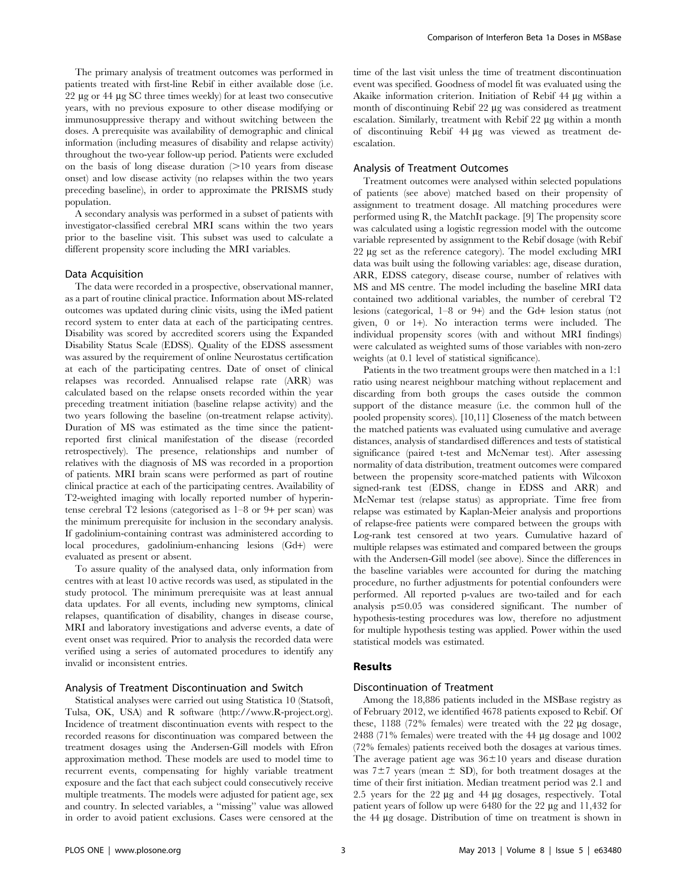The primary analysis of treatment outcomes was performed in patients treated with first-line Rebif in either available dose (i.e. 22 µg or 44 µg SC three times weekly) for at least two consecutive years, with no previous exposure to other disease modifying or immunosuppressive therapy and without switching between the doses. A prerequisite was availability of demographic and clinical information (including measures of disability and relapse activity) throughout the two-year follow-up period. Patients were excluded on the basis of long disease duration (>10 years from disease onset) and low disease activity (no relapses within the two years preceding baseline), in order to approximate the PRISMS study population.

A secondary analysis was performed in a subset of patients with investigator-classified cerebral MRI scans within the two years prior to the baseline visit. This subset was used to calculate a different propensity score including the MRI variables.

### Data Acquisition

The data were recorded in a prospective, observational manner, as a part of routine clinical practice. Information about MS-related outcomes was updated during clinic visits, using the iMed patient record system to enter data at each of the participating centres. Disability was scored by accredited scorers using the Expanded Disability Status Scale (EDSS). Quality of the EDSS assessment was assured by the requirement of online Neurostatus certification at each of the participating centres. Date of onset of clinical relapses was recorded. Annualised relapse rate (ARR) was calculated based on the relapse onsets recorded within the year preceding treatment initiation (baseline relapse activity) and the two years following the baseline (on-treatment relapse activity). Duration of MS was estimated as the time since the patient-reported first clinical manifestation of the disease (recorded retrospectively). The presence, relationships and number of relatives with the diagnosis of MS was recorded in a proportion of patients. MRI brain scans were performed as part of routine clinical practice at each of the participating centres. Availability of T2-weighted imaging with locally reported number of hyperintense cerebral T2 lesions (categorised as 1–8 or 9+ per scan) was the minimum prerequisite for inclusion in the secondary analysis. If gadolinium-containing contrast was administered according to local procedures, gadolinium-enhancing lesions (Gd+) were evaluated as present or absent.

To assure quality of the analysed data, only information from centres with at least 10 active records was used, as stipulated in the study protocol. The minimum prerequisite was at least annual data updates. For all events, including new symptoms, clinical relapses, quantification of disability, changes in disease course, MRI and laboratory investigations and adverse events, a date of event onset was required. Prior to analysis the recorded data were verified using a series of automated procedures to identify any invalid or inconsistent entries.

### Analysis of Treatment Discontinuation and Switch

Statistical analyses were carried out using Statistica 10 (Statsoft, Tulsa, OK, USA) and R software (http://www.R-project.org). Incidence of treatment discontinuation events with respect to the recorded reasons for discontinuation was compared between the treatment dosages using the Andersen-Gill models with Efron approximation method. These models are used to model time to recurrent events, compensating for highly variable treatment exposure and the fact that each subject could consecutively receive multiple treatments. The models were adjusted for patient age, sex and country. In selected variables, a "missing" value was allowed in order to avoid patient exclusions. Cases were censored at the time of the last visit unless the time of treatment discontinuation event was specified. Goodness of model fit was evaluated using the Akaike information criterion. Initiation of Rebif 44 µg within a month of discontinuing Rebif 22 µg was considered as treatment escalation. Similarly, treatment with Rebif 22 µg within a month of discontinuing Rebif 44 µg was viewed as treatment de-escalation.

### Analysis of Treatment Outcomes

Treatment outcomes were analysed within selected populations of patients (see above) matched based on their propensity of assignment to treatment dosage. All matching procedures were performed using R, the MatchIt package. [9] The propensity score was calculated using a logistic regression model with the outcome variable represented by assignment to the Rebif dosage (with Rebif 22 µg set as the reference category). The model excluding MRI data was built using the following variables: age, disease duration, ARR, EDSS category, disease course, number of relatives with MS and MS centre. The model including the baseline MRI data contained two additional variables, the number of cerebral T2 lesions (categorical, 1–8 or 9+) and the Gd+ lesion status (not given, 0 or 1+). No interaction terms were included. The individual propensity scores (with and without MRI findings) were calculated as weighted sums of those variables with non-zero weights (at 0.1 level of statistical significance).

Patients in the two treatment groups were then matched in a 1:1 ratio using nearest neighbour matching without replacement and discarding from both groups the cases outside the common support of the distance measure (i.e. the common hull of the pooled propensity scores). [10,11] Closeness of the match between the matched patients was evaluated using cumulative and average distances, analysis of standardised differences and tests of statistical significance (paired t-test and McNemar test). After assessing normality of data distribution, treatment outcomes were compared between the propensity score-matched patients with Wilcoxon signed-rank test (EDSS, change in EDSS and ARR) and McNemar test (relapse status) as appropriate. Time free from relapse was estimated by Kaplan-Meier analysis and proportions of relapse-free patients were compared between the groups with Log-rank test censored at two years. Cumulative hazard of multiple relapses was estimated and compared between the groups with the Andersen-Gill model (see above). Since the differences in the baseline variables were accounted for during the matching procedure, no further adjustments for potential confounders were performed. All reported p-values are two-tailed and for each analysis $p \leq 0.05$ was considered significant. The number of hypothesis-testing procedures was low, therefore no adjustment for multiple hypothesis testing was applied. Power within the used statistical models was estimated.

## Results

### Discontinuation of Treatment

Among the 18,886 patients included in the MSBase registry as of February 2012, we identified 4678 patients exposed to Rebif. Of these, 1188 (72% females) were treated with the 22 µg dosage, 2488 (71% females) were treated with the 44 µg dosage and 1002 (72% females) patients received both the dosages at various times. The average patient age was $36 \pm 10$ years and disease duration was $7 \pm 7$ years (mean $\pm$ SD), for both treatment dosages at the time of their first initiation. Median treatment period was 2.1 and 2.5 years for the 22 µg and 44 µg dosages, respectively. Total patient years of follow up were 6480 for the 22 µg and 11,432 for the 44 µg dosage. Distribution of time on treatment is shown in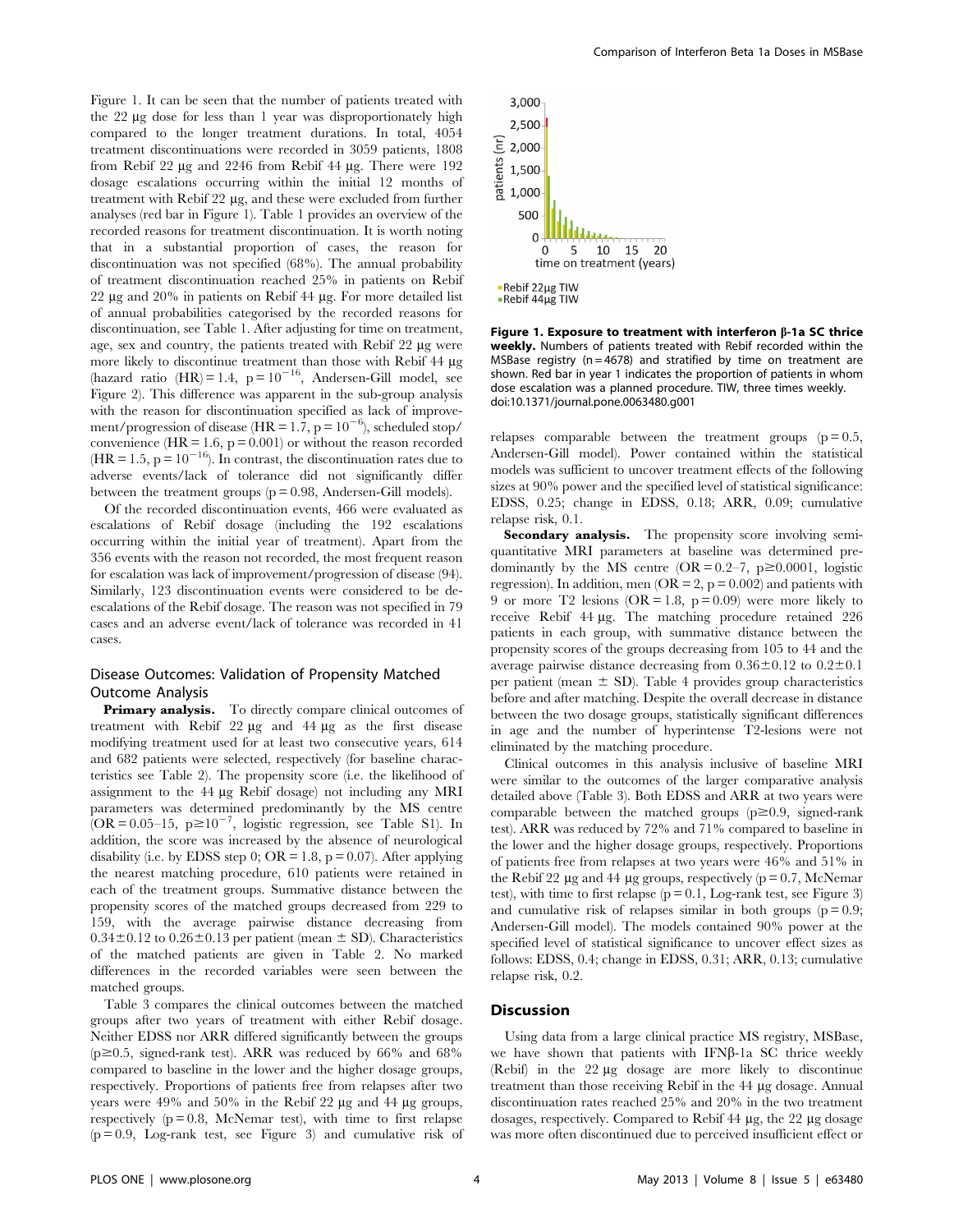Figure 1. It can be seen that the number of patients treated with the 22 µg dose for less than 1 year was disproportionately high compared to the longer treatment durations. In total, 4054 treatment discontinuations were recorded in 3059 patients, 1808 from Rebif 22 µg and 2246 from Rebif 44 µg. There were 192 dosage escalations occurring within the initial 12 months of treatment with Rebif 22 µg, and these were excluded from further analyses (red bar in Figure 1). Table 1 provides an overview of the recorded reasons for treatment discontinuation. It is worth noting that in a substantial proportion of cases, the reason for discontinuation was not specified (68%). The annual probability of treatment discontinuation reached 25% in patients on Rebif 22 µg and 20% in patients on Rebif 44 µg. For more detailed list of annual probabilities categorised by the recorded reasons for discontinuation, see Table 1. After adjusting for time on treatment, age, sex and country, the patients treated with Rebif 22 µg were more likely to discontinue treatment than those with Rebif 44 µg (hazard ratio (HR) = 1.4, $p = 10^{-16}$, Andersen-Gill model, see Figure 2). This difference was apparent in the sub-group analysis with the reason for discontinuation specified as lack of improvement/progression of disease (HR = 1.7, $p = 10^{-6}$), scheduled stop/convenience (HR = 1.6, p = 0.001) or without the reason recorded (HR = 1.5, $p = 10^{-16}$). In contrast, the discontinuation rates due to adverse events/lack of tolerance did not significantly differ between the treatment groups (p = 0.98, Andersen-Gill models).

Of the recorded discontinuation events, 466 were evaluated as escalations of Rebif dosage (including the 192 escalations occurring within the initial year of treatment). Apart from the 356 events with the reason not recorded, the most frequent reason for escalation was lack of improvement/progression of disease (94). Similarly, 123 discontinuation events were considered to be de-escalations of the Rebif dosage. The reason was not specified in 79 cases and an adverse event/lack of tolerance was recorded in 41 cases.

## Disease Outcomes: Validation of Propensity Matched Outcome Analysis

**Primary analysis.** To directly compare clinical outcomes of treatment with Rebif 22 µg and 44 µg as the first disease modifying treatment used for at least two consecutive years, 614 and 682 patients were selected, respectively (for baseline characteristics see Table 2). The propensity score (i.e. the likelihood of assignment to the 44 µg Rebif dosage) not including any MRI parameters was determined predominantly by the MS centre (OR = 0.05–15, $p \geq 10^{-7}$, logistic regression, see Table S1). In addition, the score was increased by the absence of neurological disability (i.e. by EDSS step 0; OR = 1.8, p = 0.07). After applying the nearest matching procedure, 610 patients were retained in each of the treatment groups. Summative distance between the propensity scores of the matched groups decreased from 229 to 159, with the average pairwise distance decreasing from 0.34±0.12 to 0.26±0.13 per patient (mean ± SD). Characteristics of the matched patients are given in Table 2. No marked differences in the recorded variables were seen between the matched groups.

Table 3 compares the clinical outcomes between the matched groups after two years of treatment with either Rebif dosage. Neither EDSS nor ARR differed significantly between the groups (p≥0.5, signed-rank test). ARR was reduced by 66% and 68% compared to baseline in the lower and the higher dosage groups, respectively. Proportions of patients free from relapses after two years were 49% and 50% in the Rebif 22 µg and 44 µg groups, respectively (p = 0.8, McNemar test), with time to first relapse (p = 0.9, Log-rank test, see Figure 3) and cumulative risk of relapses comparable between the treatment groups (p = 0.5, Andersen-Gill model). Power contained within the statistical models was sufficient to uncover treatment effects of the following sizes at 90% power and the specified level of statistical significance: EDSS, 0.25; change in EDSS, 0.18; ARR, 0.09; cumulative relapse risk, 0.1.

**Secondary analysis.** The propensity score involving semi-quantitative MRI parameters at baseline was determined predominantly by the MS centre (OR = 0.2–7, p≥0.0001, logistic regression). In addition, men (OR = 2, p = 0.002) and patients with 9 or more T2 lesions (OR = 1.8, p = 0.09) were more likely to receive Rebif 44 µg. The matching procedure retained 226 patients in each group, with summative distance between the propensity scores of the groups decreasing from 105 to 44 and the average pairwise distance decreasing from 0.36±0.12 to 0.2±0.1 per patient (mean ± SD). Table 4 provides group characteristics before and after matching. Despite the overall decrease in distance between the two dosage groups, statistically significant differences in age and the number of hyperintense T2-lesions were not eliminated by the matching procedure.

Clinical outcomes in this analysis inclusive of baseline MRI were similar to the outcomes of the larger comparative analysis detailed above (Table 3). Both EDSS and ARR at two years were comparable between the matched groups (p≥0.9, signed-rank test). ARR was reduced by 72% and 71% compared to baseline in the lower and the higher dosage groups, respectively. Proportions of patients free from relapses at two years were 46% and 51% in the Rebif 22 µg and 44 µg groups, respectively (p = 0.7, McNemar test), with time to first relapse (p = 0.1, Log-rank test, see Figure 3) and cumulative risk of relapses similar in both groups (p = 0.9; Andersen-Gill model). The models contained 90% power at the specified level of statistical significance to uncover effect sizes as follows: EDSS, 0.4; change in EDSS, 0.31; ARR, 0.13; cumulative relapse risk, 0.2.

**Figure 1. Exposure to treatment with interferon β-1a SC thrice weekly.** Numbers of patients treated with Rebif recorded within the MSBase registry (n = 4678) and stratified by time on treatment are shown. Red bar in year 1 indicates the proportion of patients in whom dose escalation was a planned procedure. TIW, three times weekly. doi:10.1371/journal.pone.0063480.g001

## Discussion

Using data from a large clinical practice MS registry, MSBase, we have shown that patients with IFNβ-1a SC thrice weekly (Rebif) in the 22 µg dosage are more likely to discontinue treatment than those receiving Rebif in the 44 µg dosage. Annual discontinuation rates reached 25% and 20% in the two treatment dosages, respectively. Compared to Rebif 44 µg, the 22 µg dosage was more often discontinued due to perceived insufficient effect or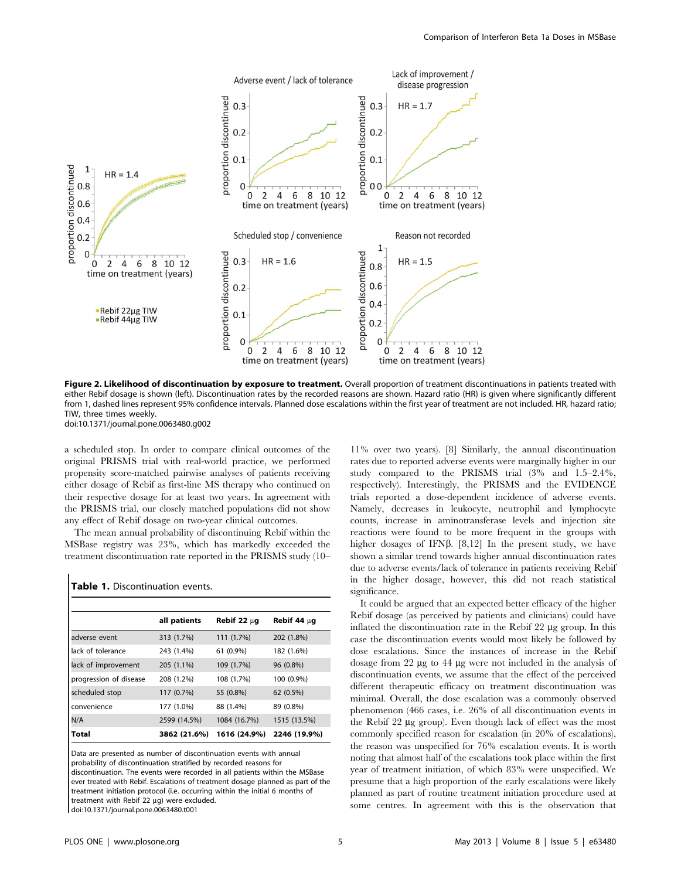**Figure 2. Likelihood of discontinuation by exposure to treatment.** Overall proportion of treatment discontinuations in patients treated with either Rebif dosage is shown (left). Discontinuation rates by the recorded reasons are shown. Hazard ratio (HR) is given where significantly different from 1, dashed lines represent 95% confidence intervals. Planned dose escalations within the first year of treatment are not included. HR, hazard ratio; TIW, three times weekly.
doi:10.1371/journal.pone.0063480.g002

a scheduled stop. In order to compare clinical outcomes of the original PRISMS trial with real-world practice, we performed propensity score-matched pairwise analyses of patients receiving either dosage of Rebif as first-line MS therapy who continued on their respective dosage for at least two years. In agreement with the PRISMS trial, our closely matched populations did not show any effect of Rebif dosage on two-year clinical outcomes.

The mean annual probability of discontinuing Rebif within the MSBase registry was 23%, which has markedly exceeded the treatment discontinuation rate reported in the PRISMS study (10–11% over two years). [8] Similarly, the annual discontinuation rates due to reported adverse events were marginally higher in our study compared to the PRISMS trial (3% and 1.5–2.4%, respectively). Interestingly, the PRISMS and the EVIDENCE trials reported a dose-dependent incidence of adverse events. Namely, decreases in leukocyte, neutrophil and lymphocyte counts, increase in aminotransferase levels and injection site reactions were found to be more frequent in the groups with higher dosages of IFNβ. [8,12] In the present study, we have shown a similar trend towards higher annual discontinuation rates due to adverse events/lack of tolerance in patients receiving Rebif in the higher dosage, however, this did not reach statistical significance.

It could be argued that an expected better efficacy of the higher Rebif dosage (as perceived by patients and clinicians) could have inflated the discontinuation rate in the Rebif 22 µg group. In this case the discontinuation events would most likely be followed by dose escalations. Since the instances of increase in the Rebif dosage from 22 µg to 44 µg were not included in the analysis of discontinuation events, we assume that the effect of the perceived different therapeutic efficacy on treatment discontinuation was minimal. Overall, the dose escalation was a commonly observed phenomenon (466 cases, i.e. 26% of all discontinuation events in the Rebif 22 µg group). Even though lack of effect was the most commonly specified reason for escalation (in 20% of escalations), the reason was unspecified for 76% escalation events. It is worth noting that almost half of the escalations took place within the first year of treatment initiation, of which 83% were unspecified. We presume that a high proportion of the early escalations were likely planned as part of routine treatment initiation procedure used at some centres. In agreement with this is the observation that

**Table 1.** Discontinuation events.

| | all patients | Rebif 22 µg | Rebif 44 µg |
|---|---|---|---|
| adverse event | 313 (1.7%) | 111 (1.7%) | 202 (1.8%) |
| lack of tolerance | 243 (1.4%) | 61 (0.9%) | 182 (1.6%) |
| lack of improvement | 205 (1.1%) | 109 (1.7%) | 96 (0.8%) |
| progression of disease | 208 (1.2%) | 108 (1.7%) | 100 (0.9%) |
| scheduled stop | 117 (0.7%) | 55 (0.8%) | 62 (0.5%) |
| convenience | 177 (1.0%) | 88 (1.4%) | 89 (0.8%) |
| N/A | 2599 (14.5%) | 1084 (16.7%) | 1515 (13.5%) |
| **Total** | **3862 (21.6%)** | **1616 (24.9%)** | **2246 (19.9%)** |

Data are presented as number of discontinuation events with annual probability of discontinuation stratified by recorded reasons for discontinuation. The events were recorded in all patients within the MSBase ever treated with Rebif. Escalations of treatment dosage planned as part of the treatment initiation protocol (i.e. occurring within the initial 6 months of treatment with Rebif 22 µg) were excluded.
doi:10.1371/journal.pone.0063480.t001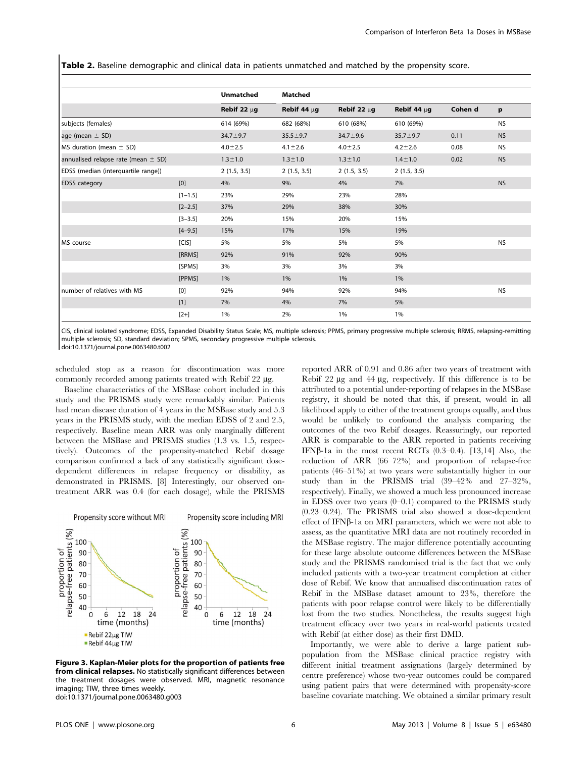**Table 2.** Baseline demographic and clinical data in patients unmatched and matched by the propensity score.

| | | Unmatched | Matched | | | | |
|---|---|---|---|---|---|---|---|
| | | Rebif 22 μg | Rebif 44 μg | Rebif 22 μg | Rebif 44 μg | Cohen d | p |
| subjects (females) | | 614 (69%) | 682 (68%) | 610 (68%) | 610 (69%) | | NS |
| age (mean ± SD) | | 34.7±9.7 | 35.5±9.7 | 34.7±9.6 | 35.7±9.7 | 0.11 | NS |
| MS duration (mean ± SD) | | 4.0±2.5 | 4.1±2.6 | 4.0±2.5 | 4.2±2.6 | 0.08 | NS |
| annualised relapse rate (mean ± SD) | | 1.3±1.0 | 1.3±1.0 | 1.3±1.0 | 1.4±1.0 | 0.02 | NS |
| EDSS (median (interquartile range)) | | 2 (1.5, 3.5) | 2 (1.5, 3.5) | 2 (1.5, 3.5) | 2 (1.5, 3.5) | | |
| EDSS category | [0] | 4% | 9% | 4% | 7% | | NS |
| | [1–1.5] | 23% | 29% | 23% | 28% | | |
| | [2–2.5] | 37% | 29% | 38% | 30% | | |
| | [3–3.5] | 20% | 15% | 20% | 15% | | |
| | [4–9.5] | 15% | 17% | 15% | 19% | | |
| MS course | [CIS] | 5% | 5% | 5% | 5% | | NS |
| | [RRMS] | 92% | 91% | 92% | 90% | | |
| | [SPMS] | 3% | 3% | 3% | 3% | | |
| | [PPMS] | 1% | 1% | 1% | 1% | | |
| number of relatives with MS | [0] | 92% | 94% | 92% | 94% | | NS |
| | [1] | 7% | 4% | 7% | 5% | | |
| | [2+] | 1% | 2% | 1% | 1% | | |

CIS, clinical isolated syndrome; EDSS, Expanded Disability Status Scale; MS, multiple sclerosis; PPMS, primary progressive multiple sclerosis; RRMS, relapsing-remitting multiple sclerosis; SD, standard deviation; SPMS, secondary progressive multiple sclerosis.
doi:10.1371/journal.pone.0063480.t002

scheduled stop as a reason for discontinuation was more commonly recorded among patients treated with Rebif 22 μg.

Baseline characteristics of the MSBase cohort included in this study and the PRISMS study were remarkably similar. Patients had mean disease duration of 4 years in the MSBase study and 5.3 years in the PRISMS study, with the median EDSS of 2 and 2.5, respectively. Baseline mean ARR was only marginally different between the MSBase and PRISMS studies (1.3 vs. 1.5, respectively). Outcomes of the propensity-matched Rebif dosage comparison confirmed a lack of any statistically significant dose-dependent differences in relapse frequency or disability, as demonstrated in PRISMS. [8] Interestingly, our observed on-treatment ARR was 0.4 (for each dosage), while the PRISMS reported ARR of 0.91 and 0.86 after two years of treatment with Rebif 22 μg and 44 μg, respectively. If this difference is to be attributed to a potential under-reporting of relapses in the MSBase registry, it should be noted that this, if present, would in all likelihood apply to either of the treatment groups equally, and thus would be unlikely to confound the analysis comparing the outcomes of the two Rebif dosages. Reassuringly, our reported ARR is comparable to the ARR reported in patients receiving IFNβ-1a in the most recent RCTs (0.3–0.4). [13,14] Also, the reduction of ARR (66–72%) and proportion of relapse-free patients (46–51%) at two years were substantially higher in our study than in the PRISMS trial (39–42% and 27–32%, respectively). Finally, we showed a much less pronounced increase in EDSS over two years (0–0.1) compared to the PRISMS study (0.23–0.24). The PRISMS trial also showed a dose-dependent effect of IFNβ-1a on MRI parameters, which we were not able to assess, as the quantitative MRI data are not routinely recorded in the MSBase registry. The major difference potentially accounting for these large absolute outcome differences between the MSBase study and the PRISMS randomised trial is the fact that we only included patients with a two-year treatment completion at either dose of Rebif. We know that annualised discontinuation rates of Rebif in the MSBase dataset amount to 23%, therefore the patients with poor relapse control were likely to be differentially lost from the two studies. Nonetheless, the results suggest high treatment efficacy over two years in real-world patients treated with Rebif (at either dose) as their first DMD.

**Figure 3. Kaplan-Meier plots for the proportion of patients free from clinical relapses.** No statistically significant differences between the treatment dosages were observed. MRI, magnetic resonance imaging; TIW, three times weekly.
doi:10.1371/journal.pone.0063480.g003

Importantly, we were able to derive a large patient subpopulation from the MSBase clinical practice registry with different initial treatment assignations (largely determined by centre preference) whose two-year outcomes could be compared using patient pairs that were determined with propensity-score baseline covariate matching. We obtained a similar primary result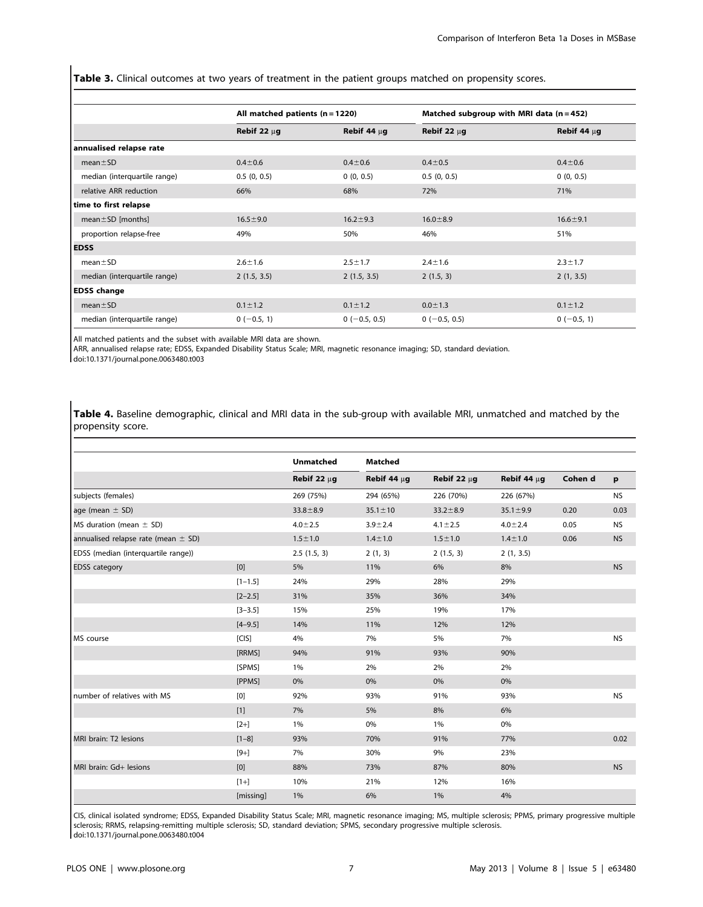**Table 3.** Clinical outcomes at two years of treatment in the patient groups matched on propensity scores.

| | All matched patients (n = 1220) | | Matched subgroup with MRI data (n = 452) | |
|---|---|---|---|---|
| | Rebif 22 μg | Rebif 44 μg | Rebif 22 μg | Rebif 44 μg |
| **annualised relapse rate** | | | | |
| mean ± SD | 0.4 ± 0.6 | 0.4 ± 0.6 | 0.4 ± 0.5 | 0.4 ± 0.6 |
| median (interquartile range) | 0.5 (0, 0.5) | 0 (0, 0.5) | 0.5 (0, 0.5) | 0 (0, 0.5) |
| relative ARR reduction | 66% | 68% | 72% | 71% |
| **time to first relapse** | | | | |
| mean ± SD [months] | 16.5 ± 9.0 | 16.2 ± 9.3 | 16.0 ± 8.9 | 16.6 ± 9.1 |
| proportion relapse-free | 49% | 50% | 46% | 51% |
| **EDSS** | | | | |
| mean ± SD | 2.6 ± 1.6 | 2.5 ± 1.7 | 2.4 ± 1.6 | 2.3 ± 1.7 |
| median (interquartile range) | 2 (1.5, 3.5) | 2 (1.5, 3.5) | 2 (1.5, 3) | 2 (1, 3.5) |
| **EDSS change** | | | | |
| mean ± SD | 0.1 ± 1.2 | 0.1 ± 1.2 | 0.0 ± 1.3 | 0.1 ± 1.2 |
| median (interquartile range) | 0 (−0.5, 1) | 0 (−0.5, 0.5) | 0 (−0.5, 0.5) | 0 (−0.5, 1) |

All matched patients and the subset with available MRI data are shown.
ARR, annualised relapse rate; EDSS, Expanded Disability Status Scale; MRI, magnetic resonance imaging; SD, standard deviation.
doi:10.1371/journal.pone.0063480.t003

**Table 4.** Baseline demographic, clinical and MRI data in the sub-group with available MRI, unmatched and matched by the propensity score.

| | | Unmatched | Matched | | | | |
|---|---|---|---|---|---|---|---|
| | | Rebif 22 μg | Rebif 44 μg | Rebif 22 μg | Rebif 44 μg | Cohen d | p |
| subjects (females) | | 269 (75%) | 294 (65%) | 226 (70%) | 226 (67%) | | NS |
| age (mean ± SD) | | 33.8 ± 8.9 | 35.1 ± 10 | 33.2 ± 8.9 | 35.1 ± 9.9 | 0.20 | 0.03 |
| MS duration (mean ± SD) | | 4.0 ± 2.5 | 3.9 ± 2.4 | 4.1 ± 2.5 | 4.0 ± 2.4 | 0.05 | NS |
| annualised relapse rate (mean ± SD) | | 1.5 ± 1.0 | 1.4 ± 1.0 | 1.5 ± 1.0 | 1.4 ± 1.0 | 0.06 | NS |
| EDSS (median (interquartile range)) | | 2.5 (1.5, 3) | 2 (1, 3) | 2 (1.5, 3) | 2 (1, 3.5) | | |
| EDSS category | [0] | 5% | 11% | 6% | 8% | | NS |
| | [1–1.5] | 24% | 29% | 28% | 29% | | |
| | [2–2.5] | 31% | 35% | 36% | 34% | | |
| | [3–3.5] | 15% | 25% | 19% | 17% | | |
| | [4–9.5] | 14% | 11% | 12% | 12% | | |
| MS course | [CIS] | 4% | 7% | 5% | 7% | | NS |
| | [RRMS] | 94% | 91% | 93% | 90% | | |
| | [SPMS] | 1% | 2% | 2% | 2% | | |
| | [PPMS] | 0% | 0% | 0% | 0% | | |
| number of relatives with MS | [0] | 92% | 93% | 91% | 93% | | NS |
| | [1] | 7% | 5% | 8% | 6% | | |
| | [2+] | 1% | 0% | 1% | 0% | | |
| MRI brain: T2 lesions | [1–8] | 93% | 70% | 91% | 77% | | 0.02 |
| | [9+] | 7% | 30% | 9% | 23% | | |
| MRI brain: Gd+ lesions | [0] | 88% | 73% | 87% | 80% | | NS |
| | [1+] | 10% | 21% | 12% | 16% | | |
| | [missing] | 1% | 6% | 1% | 4% | | |

CIS, clinical isolated syndrome; EDSS, Expanded Disability Status Scale; MRI, magnetic resonance imaging; MS, multiple sclerosis; PPMS, primary progressive multiple sclerosis; RRMS, relapsing-remitting multiple sclerosis; SD, standard deviation; SPMS, secondary progressive multiple sclerosis.
doi:10.1371/journal.pone.0063480.t004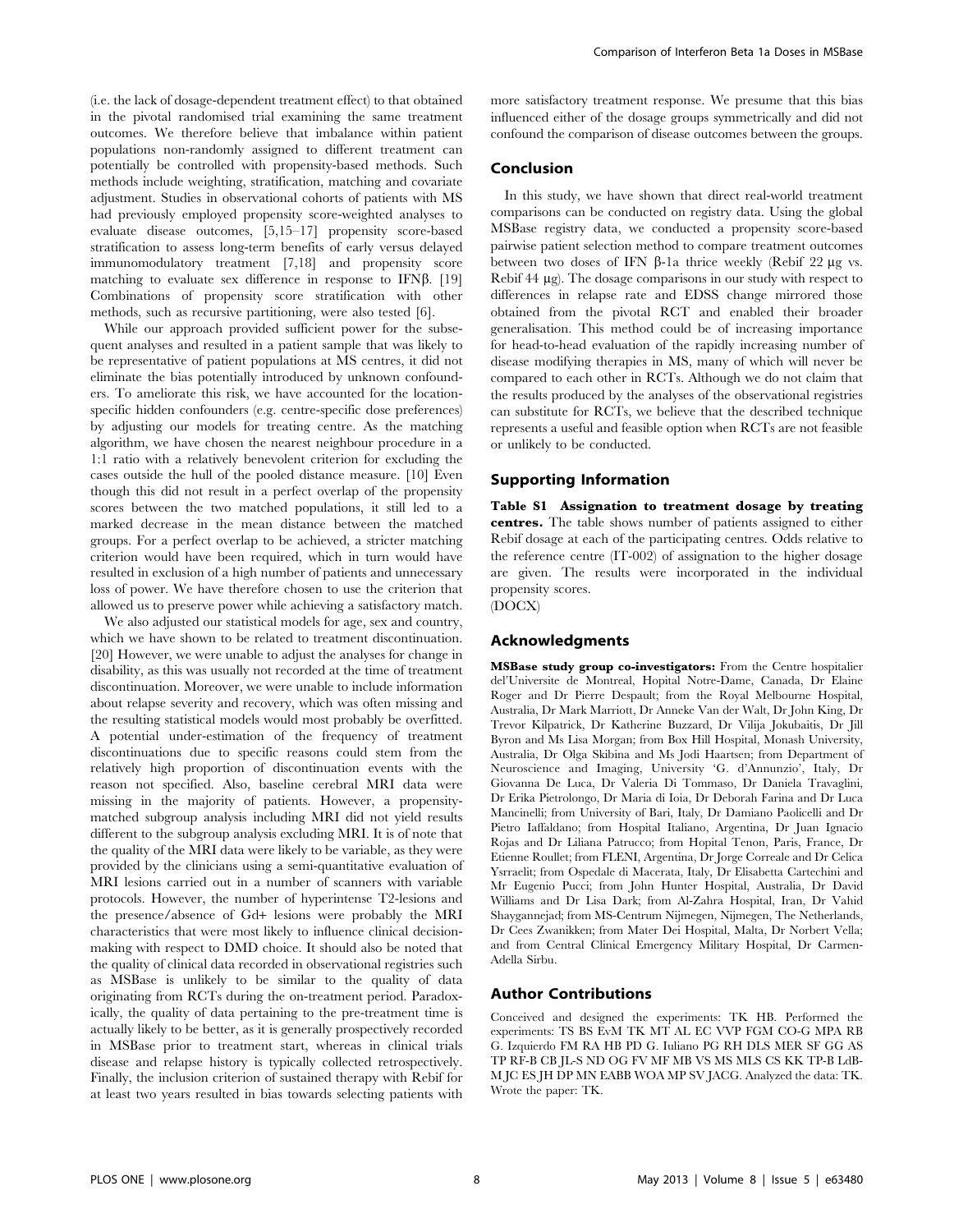(i.e. the lack of dosage-dependent treatment effect) to that obtained in the pivotal randomised trial examining the same treatment outcomes. We therefore believe that imbalance within patient populations non-randomly assigned to different treatment can potentially be controlled with propensity-based methods. Such methods include weighting, stratification, matching and covariate adjustment. Studies in observational cohorts of patients with MS had previously employed propensity score-weighted analyses to evaluate disease outcomes, [5,15–17] propensity score-based stratification to assess long-term benefits of early versus delayed immunomodulatory treatment [7,18] and propensity score matching to evaluate sex difference in response to IFNβ. [19] Combinations of propensity score stratification with other methods, such as recursive partitioning, were also tested [6].

While our approach provided sufficient power for the subsequent analyses and resulted in a patient sample that was likely to be representative of patient populations at MS centres, it did not eliminate the bias potentially introduced by unknown confounders. To ameliorate this risk, we have accounted for the location-specific hidden confounders (e.g. centre-specific dose preferences) by adjusting our models for treating centre. As the matching algorithm, we have chosen the nearest neighbour procedure in a 1:1 ratio with a relatively benevolent criterion for excluding the cases outside the hull of the pooled distance measure. [10] Even though this did not result in a perfect overlap of the propensity scores between the two matched populations, it still led to a marked decrease in the mean distance between the matched groups. For a perfect overlap to be achieved, a stricter matching criterion would have been required, which in turn would have resulted in exclusion of a high number of patients and unnecessary loss of power. We have therefore chosen to use the criterion that allowed us to preserve power while achieving a satisfactory match.

We also adjusted our statistical models for age, sex and country, which we have shown to be related to treatment discontinuation. [20] However, we were unable to adjust the analyses for change in disability, as this was usually not recorded at the time of treatment discontinuation. Moreover, we were unable to include information about relapse severity and recovery, which was often missing and the resulting statistical models would most probably be overfitted. A potential under-estimation of the frequency of treatment discontinuations due to specific reasons could stem from the relatively high proportion of discontinuation events with the reason not specified. Also, baseline cerebral MRI data were missing in the majority of patients. However, a propensity-matched subgroup analysis including MRI did not yield results different to the subgroup analysis excluding MRI. It is of note that the quality of the MRI data were likely to be variable, as they were provided by the clinicians using a semi-quantitative evaluation of MRI lesions carried out in a number of scanners with variable protocols. However, the number of hyperintense T2-lesions and the presence/absence of Gd+ lesions were probably the MRI characteristics that were most likely to influence clinical decision-making with respect to DMD choice. It should also be noted that the quality of clinical data recorded in observational registries such as MSBase is unlikely to be similar to the quality of data originating from RCTs during the on-treatment period. Paradoxically, the quality of data pertaining to the pre-treatment time is actually likely to be better, as it is generally prospectively recorded in MSBase prior to treatment start, whereas in clinical trials disease and relapse history is typically collected retrospectively. Finally, the inclusion criterion of sustained therapy with Rebif for at least two years resulted in bias towards selecting patients with more satisfactory treatment response. We presume that this bias influenced either of the dosage groups symmetrically and did not confound the comparison of disease outcomes between the groups.

## Conclusion

In this study, we have shown that direct real-world treatment comparisons can be conducted on registry data. Using the global MSBase registry data, we conducted a propensity score-based pairwise patient selection method to compare treatment outcomes between two doses of IFN β-1a thrice weekly (Rebif 22 μg vs. Rebif 44 μg). The dosage comparisons in our study with respect to differences in relapse rate and EDSS change mirrored those obtained from the pivotal RCT and enabled their broader generalisation. This method could be of increasing importance for head-to-head evaluation of the rapidly increasing number of disease modifying therapies in MS, many of which will never be compared to each other in RCTs. Although we do not claim that the results produced by the analyses of the observational registries can substitute for RCTs, we believe that the described technique represents a useful and feasible option when RCTs are not feasible or unlikely to be conducted.

## Supporting Information

**Table S1 Assignation to treatment dosage by treating centres.** The table shows number of patients assigned to either Rebif dosage at each of the participating centres. Odds relative to the reference centre (IT-002) of assignation to the higher dosage are given. The results were incorporated in the individual propensity scores.
(DOCX)

## Acknowledgments

**MSBase study group co-investigators:** From the Centre hospitalier del'Universite de Montreal, Hopital Notre-Dame, Canada, Dr Elaine Roger and Dr Pierre Despault; from the Royal Melbourne Hospital, Australia, Dr Mark Marriott, Dr Anneke Van der Walt, Dr John King, Dr Trevor Kilpatrick, Dr Katherine Buzzard, Dr Vilija Jokubaitis, Dr Jill Byron and Ms Lisa Morgan; from Box Hill Hospital, Monash University, Australia, Dr Olga Skibina and Ms Jodi Haartsen; from Department of Neuroscience and Imaging, University 'G. d'Annunzio', Italy, Dr Giovanna De Luca, Dr Valeria Di Tommaso, Dr Daniela Travaglini, Dr Erika Pietrolongo, Dr Maria di Ioia, Dr Deborah Farina and Dr Luca Mancinelli; from University of Bari, Italy, Dr Damiano Paolicelli and Dr Pietro Iaffaldano; from Hospital Italiano, Argentina, Dr Juan Ignacio Rojas and Dr Liliana Patrucco; from Hopital Tenon, Paris, France, Dr Etienne Roullet; from FLENI, Argentina, Dr Jorge Correale and Dr Celica Ysrraelit; from Ospedale di Macerata, Italy, Dr Elisabetta Cartechini and Mr Eugenio Pucci; from John Hunter Hospital, Australia, Dr David Williams and Dr Lisa Dark; from Al-Zahra Hospital, Iran, Dr Vahid Shaygannejad; from MS-Centrum Nijmegen, Nijmegen, The Netherlands, Dr Cees Zwanikken; from Mater Dei Hospital, Malta, Dr Norbert Vella; and from Central Clinical Emergency Military Hospital, Dr Carmen-Adella Sirbu.

## Author Contributions

Conceived and designed the experiments: TK HB. Performed the experiments: TS BS EvM TK MT AL EC VVP FGM CO-G MPA RB G. Izquierdo FM RA HB PD G. Iuliano PG RH DLS MER SF GG AS TP RF-B CB JL-S ND OG FV MF MB VS MS MLS CS KK TP-B LdB-M JC ES JH DP MN EABB WOA MP SV JACG. Analyzed the data: TK. Wrote the paper: TK.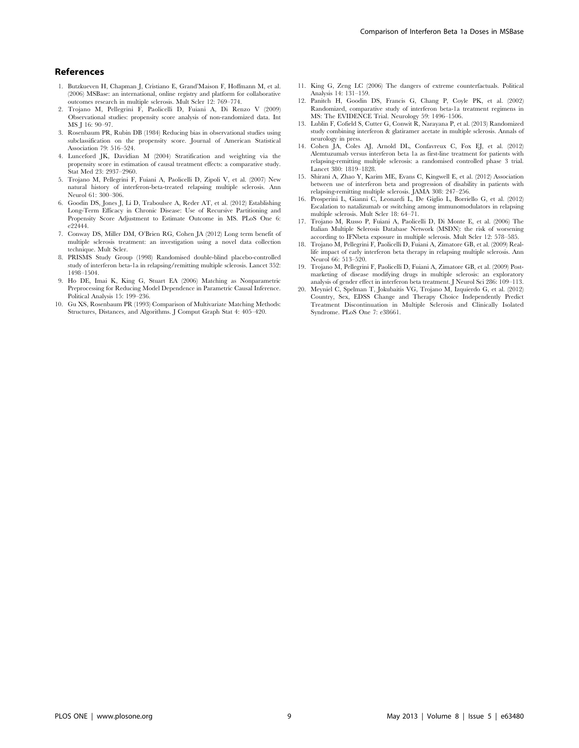## References

1. Butzkueven H, Chapman J, Cristiano E, Grand'Maison F, Hoffmann M, et al. (2006) MSBase: an international, online registry and platform for collaborative outcomes research in multiple sclerosis. Mult Scler 12: 769–774.
2. Trojano M, Pellegrini F, Paolicelli D, Fuiani A, Di Renzo V (2009) Observational studies: propensity score analysis of non-randomized data. Int MS J 16: 90–97.
3. Rosenbaum PR, Rubin DB (1984) Reducing bias in observational studies using subclassification on the propensity score. Journal of American Statistical Association 79: 516–524.
4. Lunceford JK, Davidian M (2004) Stratification and weighting via the propensity score in estimation of causal treatment effects: a comparative study. Stat Med 23: 2937–2960.
5. Trojano M, Pellegrini F, Fuiani A, Paolicelli D, Zipoli V, et al. (2007) New natural history of interferon-beta-treated relapsing multiple sclerosis. Ann Neurol 61: 300–306.
6. Goodin DS, Jones J, Li D, Traboulsee A, Reder AT, et al. (2012) Establishing Long-Term Efficacy in Chronic Disease: Use of Recursive Partitioning and Propensity Score Adjustment to Estimate Outcome in MS. PLoS One 6: e22444.
7. Conway DS, Miller DM, O'Brien RG, Cohen JA (2012) Long term benefit of multiple sclerosis treatment: an investigation using a novel data collection technique. Mult Scler.
8. PRISMS Study Group (1998) Randomised double-blind placebo-controlled study of interferon beta-1a in relapsing/remitting multiple sclerosis. Lancet 352: 1498–1504.
9. Ho DE, Imai K, King G, Stuart EA (2006) Matching as Nonparametric Preprocessing for Reducing Model Dependence in Parametric Causal Inference. Political Analysis 15: 199–236.
10. Gu XS, Rosenbaum PR (1993) Comparison of Multivariate Matching Methods: Structures, Distances, and Algorithms. J Comput Graph Stat 4: 405–420.
11. King G, Zeng LC (2006) The dangers of extreme counterfactuals. Political Analysis 14: 131–159.
12. Panitch H, Goodin DS, Francis G, Chang P, Coyle PK, et al. (2002) Randomized, comparative study of interferon beta-1a treatment regimens in MS: The EVIDENCE Trial. Neurology 59: 1496–1506.
13. Lublin F, Cofield S, Cutter G, Conwit R, Narayana P, et al. (2013) Randomized study combining interferon & glatiramer acetate in multiple sclerosis. Annals of neurology in press.
14. Cohen JA, Coles AJ, Arnold DL, Confavreux C, Fox EJ, et al. (2012) Alemtuzumab versus interferon beta 1a as first-line treatment for patients with relapsing-remitting multiple sclerosis: a randomised controlled phase 3 trial. Lancet 380: 1819–1828.
15. Shirani A, Zhao Y, Karim ME, Evans C, Kingwell E, et al. (2012) Association between use of interferon beta and progression of disability in patients with relapsing-remitting multiple sclerosis. JAMA 308: 247–256.
16. Prosperini L, Gianni C, Leonardi L, De Giglio L, Borriello G, et al. (2012) Escalation to natalizumab or switching among immunomodulators in relapsing multiple sclerosis. Mult Scler 18: 64–71.
17. Trojano M, Russo P, Fuiani A, Paolicelli D, Di Monte E, et al. (2006) The Italian Multiple Sclerosis Database Network (MSDN): the risk of worsening according to IFNbeta exposure in multiple sclerosis. Mult Scler 12: 578–585.
18. Trojano M, Pellegrini F, Paolicelli D, Fuiani A, Zimatore GB, et al. (2009) Real-life impact of early interferon beta therapy in relapsing multiple sclerosis. Ann Neurol 66: 513–520.
19. Trojano M, Pellegrini F, Paolicelli D, Fuiani A, Zimatore GB, et al. (2009) Post-marketing of disease modifying drugs in multiple sclerosis: an exploratory analysis of gender effect in interferon beta treatment. J Neurol Sci 286: 109–113.
20. Meyniel C, Spelman T, Jokubaitis VG, Trojano M, Izquierdo G, et al. (2012) Country, Sex, EDSS Change and Therapy Choice Independently Predict Treatment Discontinuation in Multiple Sclerosis and Clinically Isolated Syndrome. PLoS One 7: e38661.